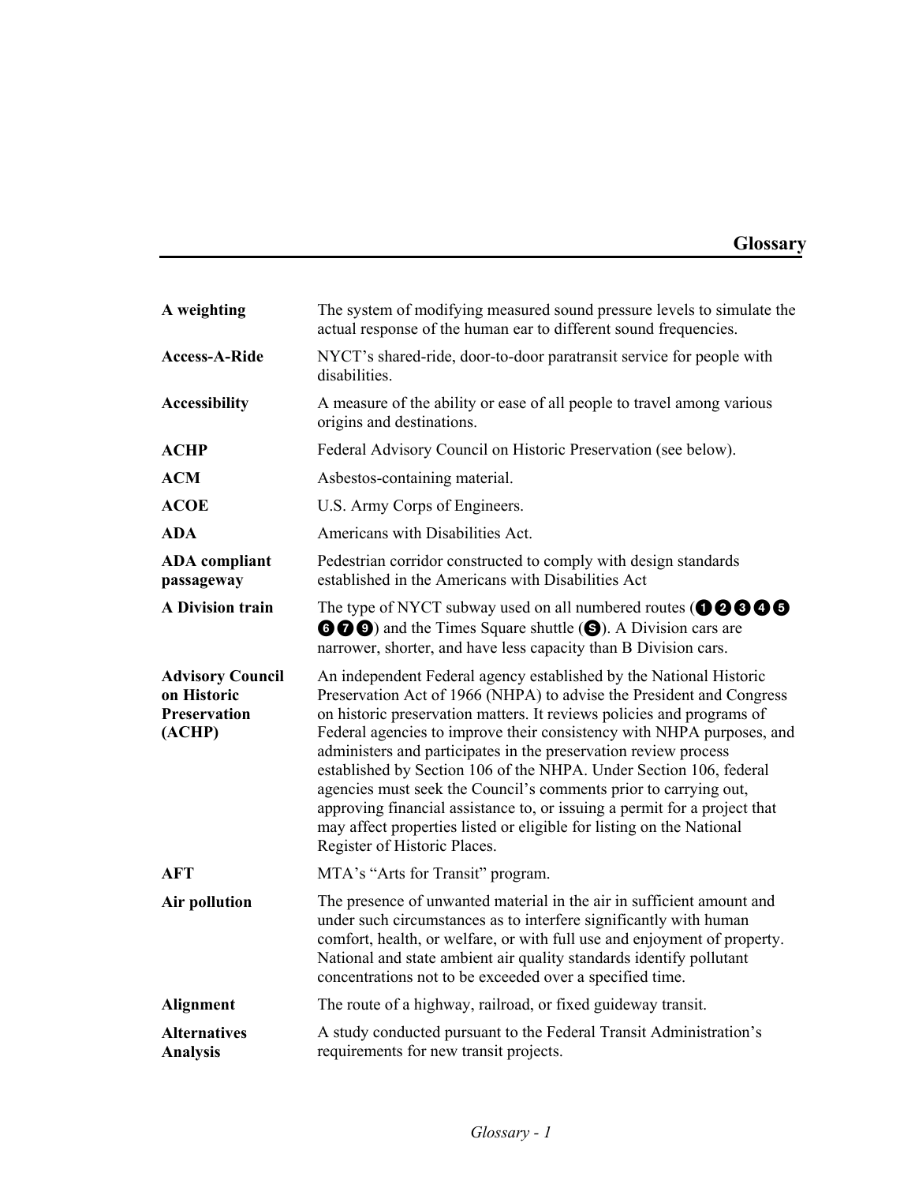# Glossary

| | |
|---|---|
| **A weighting** | The system of modifying measured sound pressure levels to simulate the actual response of the human ear to different sound frequencies. |
| **Access-A-Ride** | NYCT's shared-ride, door-to-door paratransit service for people with disabilities. |
| **Accessibility** | A measure of the ability or ease of all people to travel among various origins and destinations. |
| **ACHP** | Federal Advisory Council on Historic Preservation (see below). |
| **ACM** | Asbestos-containing material. |
| **ACOE** | U.S. Army Corps of Engineers. |
| **ADA** | Americans with Disabilities Act. |
| **ADA compliant passageway** | Pedestrian corridor constructed to comply with design standards established in the Americans with Disabilities Act |
| **A Division train** | The type of NYCT subway used on all numbered routes (❶❷❸❹❺❻❼❾) and the Times Square shuttle (Ⓢ). A Division cars are narrower, shorter, and have less capacity than B Division cars. |
| **Advisory Council on Historic Preservation (ACHP)** | An independent Federal agency established by the National Historic Preservation Act of 1966 (NHPA) to advise the President and Congress on historic preservation matters. It reviews policies and programs of Federal agencies to improve their consistency with NHPA purposes, and administers and participates in the preservation review process established by Section 106 of the NHPA. Under Section 106, federal agencies must seek the Council's comments prior to carrying out, approving financial assistance to, or issuing a permit for a project that may affect properties listed or eligible for listing on the National Register of Historic Places. |
| **AFT** | MTA's "Arts for Transit" program. |
| **Air pollution** | The presence of unwanted material in the air in sufficient amount and under such circumstances as to interfere significantly with human comfort, health, or welfare, or with full use and enjoyment of property. National and state ambient air quality standards identify pollutant concentrations not to be exceeded over a specified time. |
| **Alignment** | The route of a highway, railroad, or fixed guideway transit. |
| **Alternatives Analysis** | A study conducted pursuant to the Federal Transit Administration's requirements for new transit projects. |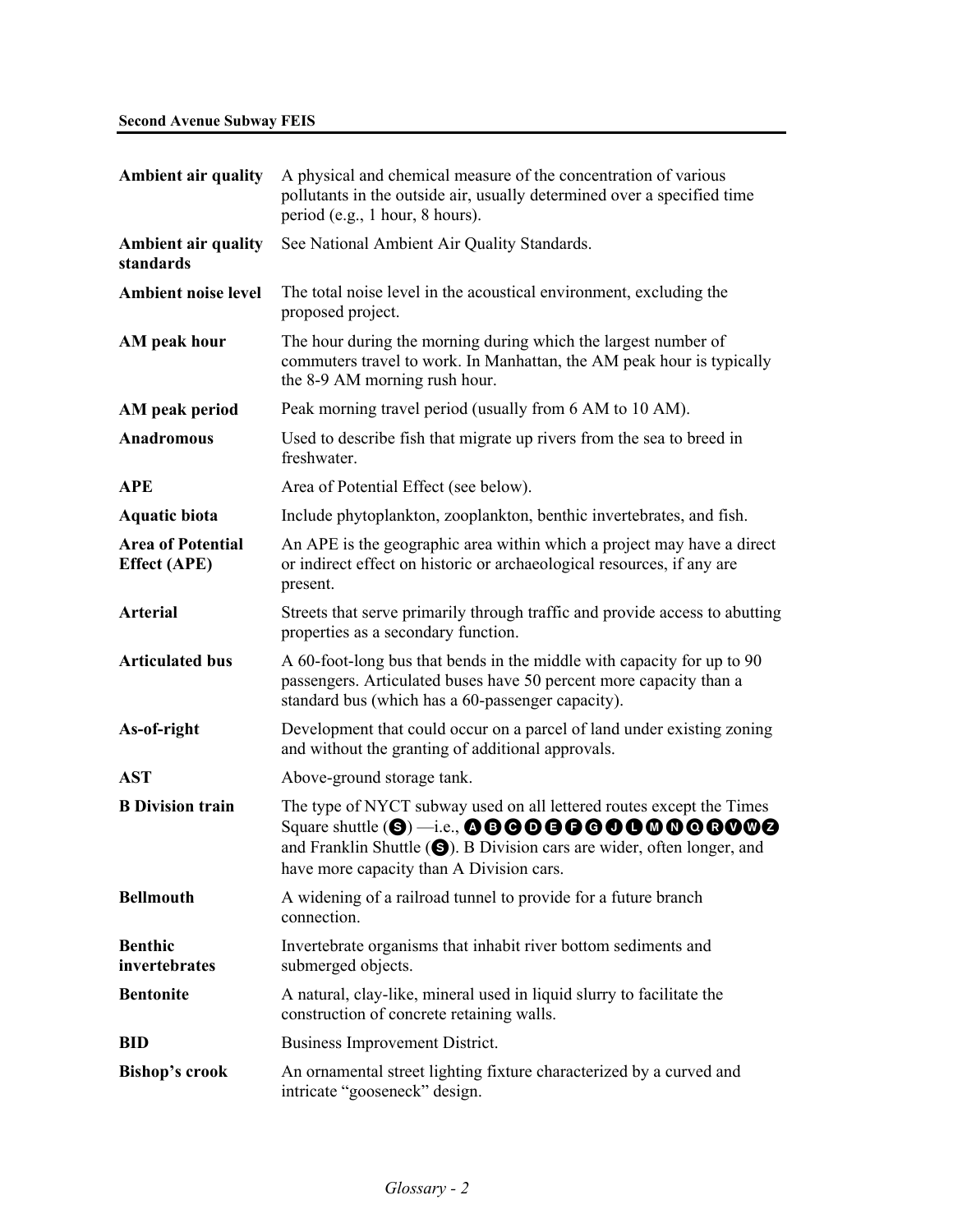| | |
|---|---|
| **Ambient air quality** | A physical and chemical measure of the concentration of various pollutants in the outside air, usually determined over a specified time period (e.g., 1 hour, 8 hours). |
| **Ambient air quality standards** | See National Ambient Air Quality Standards. |
| **Ambient noise level** | The total noise level in the acoustical environment, excluding the proposed project. |
| **AM peak hour** | The hour during the morning during which the largest number of commuters travel to work. In Manhattan, the AM peak hour is typically the 8-9 AM morning rush hour. |
| **AM peak period** | Peak morning travel period (usually from 6 AM to 10 AM). |
| **Anadromous** | Used to describe fish that migrate up rivers from the sea to breed in freshwater. |
| **APE** | Area of Potential Effect (see below). |
| **Aquatic biota** | Include phytoplankton, zooplankton, benthic invertebrates, and fish. |
| **Area of Potential Effect (APE)** | An APE is the geographic area within which a project may have a direct or indirect effect on historic or archaeological resources, if any are present. |
| **Arterial** | Streets that serve primarily through traffic and provide access to abutting properties as a secondary function. |
| **Articulated bus** | A 60-foot-long bus that bends in the middle with capacity for up to 90 passengers. Articulated buses have 50 percent more capacity than a standard bus (which has a 60-passenger capacity). |
| **As-of-right** | Development that could occur on a parcel of land under existing zoning and without the granting of additional approvals. |
| **AST** | Above-ground storage tank. |
| **B Division train** | The type of NYCT subway used on all lettered routes except the Times Square shuttle (S) —i.e., A B C D E F G J L M N Q R V W Z and Franklin Shuttle (S). B Division cars are wider, often longer, and have more capacity than A Division cars. |
| **Bellmouth** | A widening of a railroad tunnel to provide for a future branch connection. |
| **Benthic invertebrates** | Invertebrate organisms that inhabit river bottom sediments and submerged objects. |
| **Bentonite** | A natural, clay-like, mineral used in liquid slurry to facilitate the construction of concrete retaining walls. |
| **BID** | Business Improvement District. |
| **Bishop's crook** | An ornamental street lighting fixture characterized by a curved and intricate "gooseneck" design. |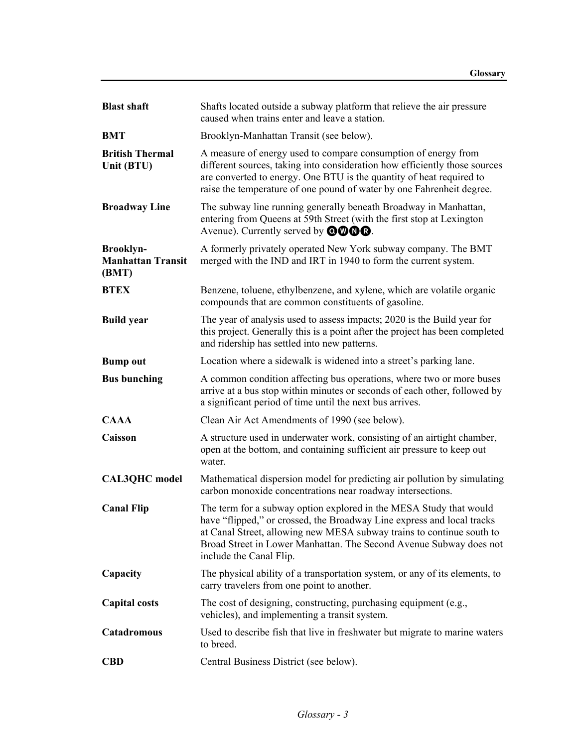| | |
|---|---|
| **Blast shaft** | Shafts located outside a subway platform that relieve the air pressure caused when trains enter and leave a station. |
| **BMT** | Brooklyn-Manhattan Transit (see below). |
| **British Thermal Unit (BTU)** | A measure of energy used to compare consumption of energy from different sources, taking into consideration how efficiently those sources are converted to energy. One BTU is the quantity of heat required to raise the temperature of one pound of water by one Fahrenheit degree. |
| **Broadway Line** | The subway line running generally beneath Broadway in Manhattan, entering from Queens at 59th Street (with the first stop at Lexington Avenue). Currently served by Q W N R. |
| **Brooklyn-Manhattan Transit (BMT)** | A formerly privately operated New York subway company. The BMT merged with the IND and IRT in 1940 to form the current system. |
| **BTEX** | Benzene, toluene, ethylbenzene, and xylene, which are volatile organic compounds that are common constituents of gasoline. |
| **Build year** | The year of analysis used to assess impacts; 2020 is the Build year for this project. Generally this is a point after the project has been completed and ridership has settled into new patterns. |
| **Bump out** | Location where a sidewalk is widened into a street's parking lane. |
| **Bus bunching** | A common condition affecting bus operations, where two or more buses arrive at a bus stop within minutes or seconds of each other, followed by a significant period of time until the next bus arrives. |
| **CAAA** | Clean Air Act Amendments of 1990 (see below). |
| **Caisson** | A structure used in underwater work, consisting of an airtight chamber, open at the bottom, and containing sufficient air pressure to keep out water. |
| **CAL3QHC model** | Mathematical dispersion model for predicting air pollution by simulating carbon monoxide concentrations near roadway intersections. |
| **Canal Flip** | The term for a subway option explored in the MESA Study that would have "flipped," or crossed, the Broadway Line express and local tracks at Canal Street, allowing new MESA subway trains to continue south to Broad Street in Lower Manhattan. The Second Avenue Subway does not include the Canal Flip. |
| **Capacity** | The physical ability of a transportation system, or any of its elements, to carry travelers from one point to another. |
| **Capital costs** | The cost of designing, constructing, purchasing equipment (e.g., vehicles), and implementing a transit system. |
| **Catadromous** | Used to describe fish that live in freshwater but migrate to marine waters to breed. |
| **CBD** | Central Business District (see below). |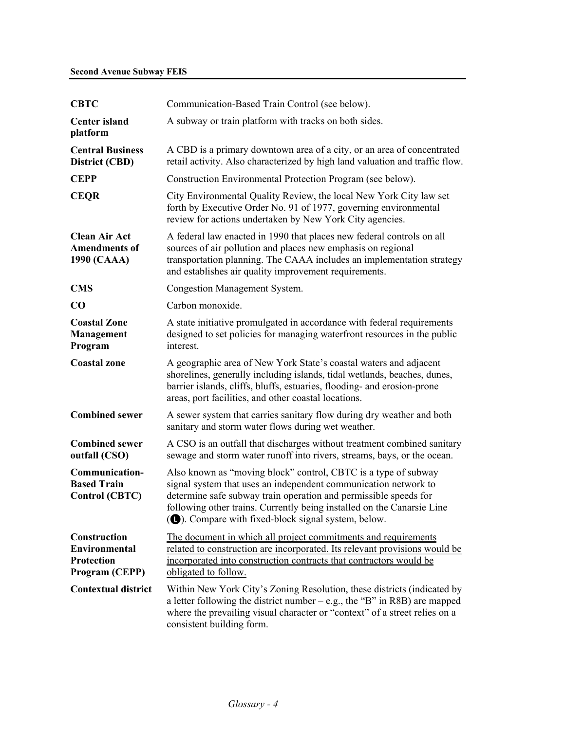**CBTC** Communication-Based Train Control (see below).

**Center island platform** A subway or train platform with tracks on both sides.

**Central Business District (CBD)** A CBD is a primary downtown area of a city, or an area of concentrated retail activity. Also characterized by high land valuation and traffic flow.

**CEPP** Construction Environmental Protection Program (see below).

**CEQR** City Environmental Quality Review, the local New York City law set forth by Executive Order No. 91 of 1977, governing environmental review for actions undertaken by New York City agencies.

**Clean Air Act Amendments of 1990 (CAAA)** A federal law enacted in 1990 that places new federal controls on all sources of air pollution and places new emphasis on regional transportation planning. The CAAA includes an implementation strategy and establishes air quality improvement requirements.

**CMS** Congestion Management System.

**CO** Carbon monoxide.

**Coastal Zone Management Program** A state initiative promulgated in accordance with federal requirements designed to set policies for managing waterfront resources in the public interest.

**Coastal zone** A geographic area of New York State's coastal waters and adjacent shorelines, generally including islands, tidal wetlands, beaches, dunes, barrier islands, cliffs, bluffs, estuaries, flooding- and erosion-prone areas, port facilities, and other coastal locations.

**Combined sewer** A sewer system that carries sanitary flow during dry weather and both sanitary and storm water flows during wet weather.

**Combined sewer outfall (CSO)** A CSO is an outfall that discharges without treatment combined sanitary sewage and storm water runoff into rivers, streams, bays, or the ocean.

**Communication-Based Train Control (CBTC)** Also known as "moving block" control, CBTC is a type of subway signal system that uses an independent communication network to determine safe subway train operation and permissible speeds for following other trains. Currently being installed on the Canarsie Line (L). Compare with fixed-block signal system, below.

**Construction Environmental Protection Program (CEPP)** The document in which all project commitments and requirements related to construction are incorporated. Its relevant provisions would be incorporated into construction contracts that contractors would be obligated to follow.

**Contextual district** Within New York City's Zoning Resolution, these districts (indicated by a letter following the district number – e.g., the "B" in R8B) are mapped where the prevailing visual character or "context" of a street relies on a consistent building form.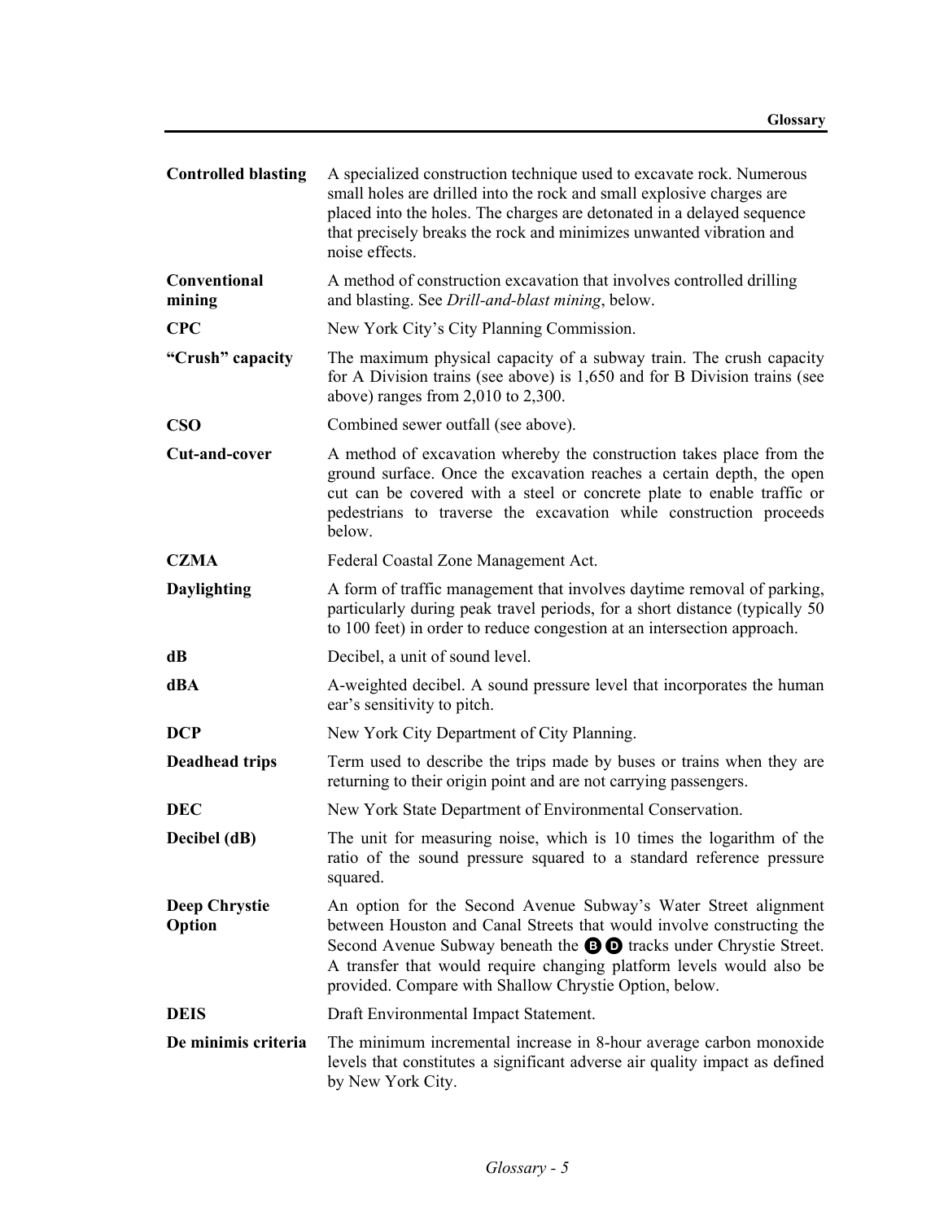**Controlled blasting** A specialized construction technique used to excavate rock. Numerous small holes are drilled into the rock and small explosive charges are placed into the holes. The charges are detonated in a delayed sequence that precisely breaks the rock and minimizes unwanted vibration and noise effects.

**Conventional mining** A method of construction excavation that involves controlled drilling and blasting. See *Drill-and-blast mining*, below.

**CPC** New York City's City Planning Commission.

**"Crush" capacity** The maximum physical capacity of a subway train. The crush capacity for A Division trains (see above) is 1,650 and for B Division trains (see above) ranges from 2,010 to 2,300.

**CSO** Combined sewer outfall (see above).

**Cut-and-cover** A method of excavation whereby the construction takes place from the ground surface. Once the excavation reaches a certain depth, the open cut can be covered with a steel or concrete plate to enable traffic or pedestrians to traverse the excavation while construction proceeds below.

**CZMA** Federal Coastal Zone Management Act.

**Daylighting** A form of traffic management that involves daytime removal of parking, particularly during peak travel periods, for a short distance (typically 50 to 100 feet) in order to reduce congestion at an intersection approach.

**dB** Decibel, a unit of sound level.

**dBA** A-weighted decibel. A sound pressure level that incorporates the human ear's sensitivity to pitch.

**DCP** New York City Department of City Planning.

**Deadhead trips** Term used to describe the trips made by buses or trains when they are returning to their origin point and are not carrying passengers.

**DEC** New York State Department of Environmental Conservation.

**Decibel (dB)** The unit for measuring noise, which is 10 times the logarithm of the ratio of the sound pressure squared to a standard reference pressure squared.

**Deep Chrystie Option** An option for the Second Avenue Subway's Water Street alignment between Houston and Canal Streets that would involve constructing the Second Avenue Subway beneath the B D tracks under Chrystie Street. A transfer that would require changing platform levels would also be provided. Compare with Shallow Chrystie Option, below.

**DEIS** Draft Environmental Impact Statement.

**De minimis criteria** The minimum incremental increase in 8-hour average carbon monoxide levels that constitutes a significant adverse air quality impact as defined by New York City.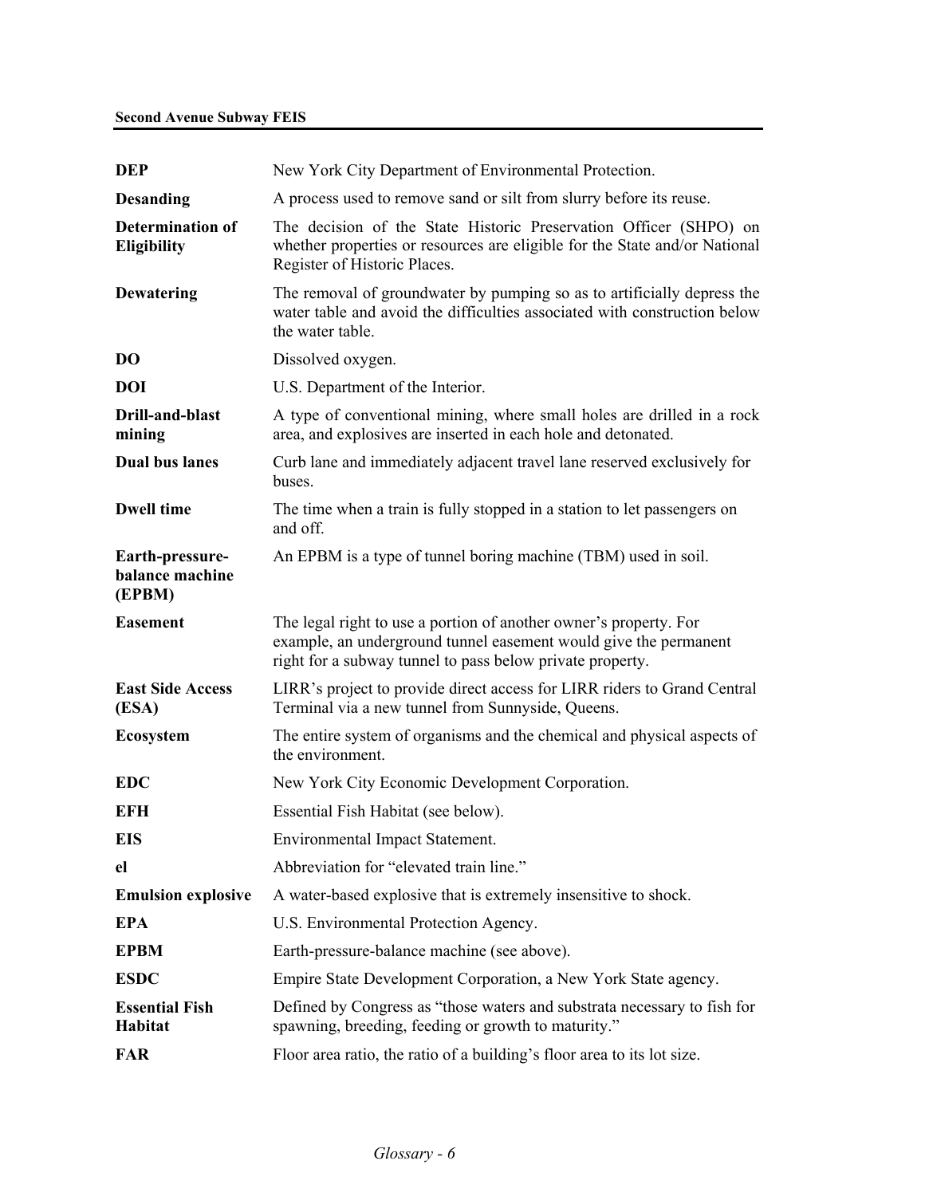| | |
|---|---|
| **DEP** | New York City Department of Environmental Protection. |
| **Desanding** | A process used to remove sand or silt from slurry before its reuse. |
| **Determination of Eligibility** | The decision of the State Historic Preservation Officer (SHPO) on whether properties or resources are eligible for the State and/or National Register of Historic Places. |
| **Dewatering** | The removal of groundwater by pumping so as to artificially depress the water table and avoid the difficulties associated with construction below the water table. |
| **DO** | Dissolved oxygen. |
| **DOI** | U.S. Department of the Interior. |
| **Drill-and-blast mining** | A type of conventional mining, where small holes are drilled in a rock area, and explosives are inserted in each hole and detonated. |
| **Dual bus lanes** | Curb lane and immediately adjacent travel lane reserved exclusively for buses. |
| **Dwell time** | The time when a train is fully stopped in a station to let passengers on and off. |
| **Earth-pressure-balance machine (EPBM)** | An EPBM is a type of tunnel boring machine (TBM) used in soil. |
| **Easement** | The legal right to use a portion of another owner's property. For example, an underground tunnel easement would give the permanent right for a subway tunnel to pass below private property. |
| **East Side Access (ESA)** | LIRR's project to provide direct access for LIRR riders to Grand Central Terminal via a new tunnel from Sunnyside, Queens. |
| **Ecosystem** | The entire system of organisms and the chemical and physical aspects of the environment. |
| **EDC** | New York City Economic Development Corporation. |
| **EFH** | Essential Fish Habitat (see below). |
| **EIS** | Environmental Impact Statement. |
| **el** | Abbreviation for "elevated train line." |
| **Emulsion explosive** | A water-based explosive that is extremely insensitive to shock. |
| **EPA** | U.S. Environmental Protection Agency. |
| **EPBM** | Earth-pressure-balance machine (see above). |
| **ESDC** | Empire State Development Corporation, a New York State agency. |
| **Essential Fish Habitat** | Defined by Congress as "those waters and substrata necessary to fish for spawning, breeding, feeding or growth to maturity." |
| **FAR** | Floor area ratio, the ratio of a building's floor area to its lot size. |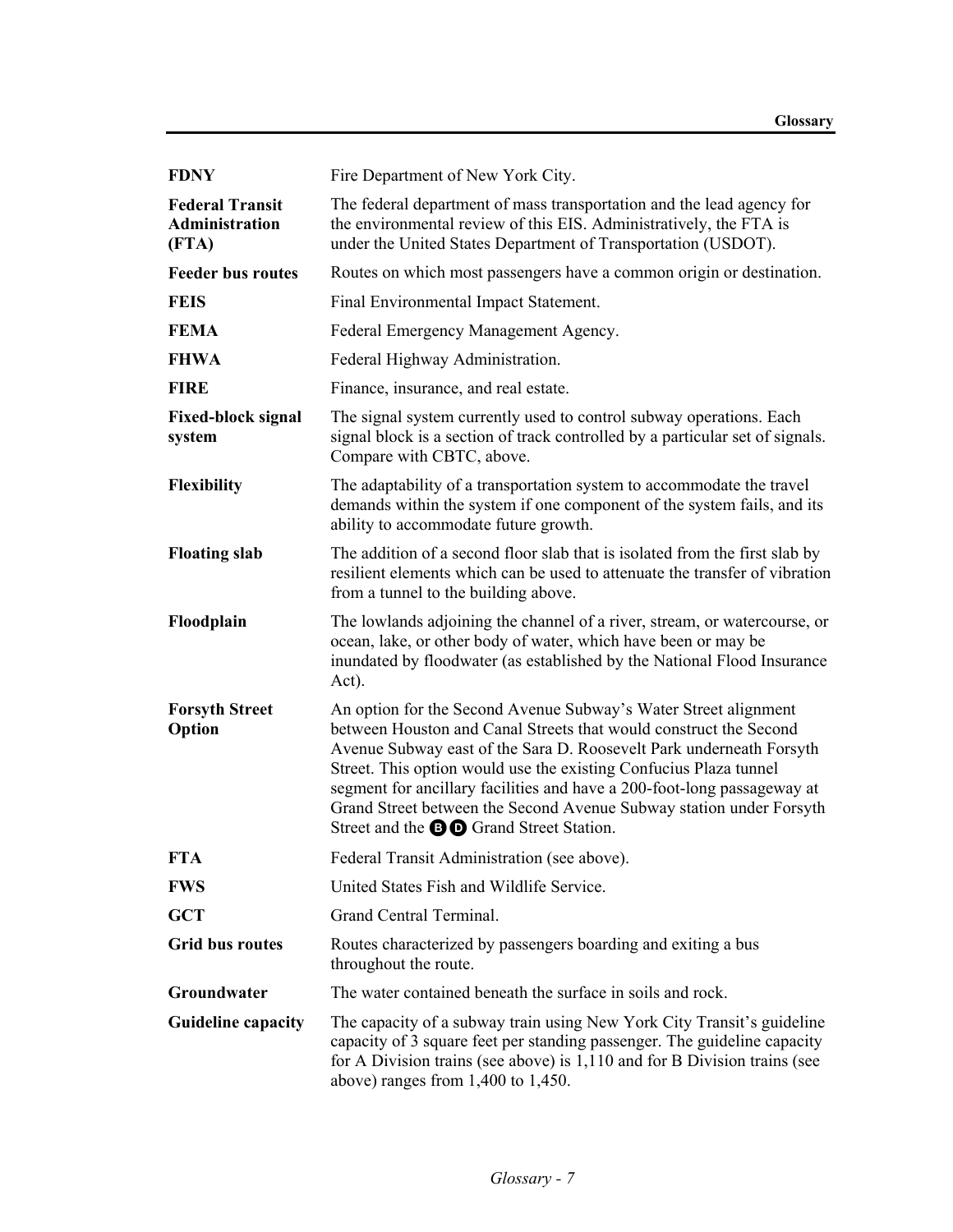| | |
|---|---|
| **FDNY** | Fire Department of New York City. |
| **Federal Transit Administration (FTA)** | The federal department of mass transportation and the lead agency for the environmental review of this EIS. Administratively, the FTA is under the United States Department of Transportation (USDOT). |
| **Feeder bus routes** | Routes on which most passengers have a common origin or destination. |
| **FEIS** | Final Environmental Impact Statement. |
| **FEMA** | Federal Emergency Management Agency. |
| **FHWA** | Federal Highway Administration. |
| **FIRE** | Finance, insurance, and real estate. |
| **Fixed-block signal system** | The signal system currently used to control subway operations. Each signal block is a section of track controlled by a particular set of signals. Compare with CBTC, above. |
| **Flexibility** | The adaptability of a transportation system to accommodate the travel demands within the system if one component of the system fails, and its ability to accommodate future growth. |
| **Floating slab** | The addition of a second floor slab that is isolated from the first slab by resilient elements which can be used to attenuate the transfer of vibration from a tunnel to the building above. |
| **Floodplain** | The lowlands adjoining the channel of a river, stream, or watercourse, or ocean, lake, or other body of water, which have been or may be inundated by floodwater (as established by the National Flood Insurance Act). |
| **Forsyth Street Option** | An option for the Second Avenue Subway's Water Street alignment between Houston and Canal Streets that would construct the Second Avenue Subway east of the Sara D. Roosevelt Park underneath Forsyth Street. This option would use the existing Confucius Plaza tunnel segment for ancillary facilities and have a 200-foot-long passageway at Grand Street between the Second Avenue Subway station under Forsyth Street and the B D Grand Street Station. |
| **FTA** | Federal Transit Administration (see above). |
| **FWS** | United States Fish and Wildlife Service. |
| **GCT** | Grand Central Terminal. |
| **Grid bus routes** | Routes characterized by passengers boarding and exiting a bus throughout the route. |
| **Groundwater** | The water contained beneath the surface in soils and rock. |
| **Guideline capacity** | The capacity of a subway train using New York City Transit's guideline capacity of 3 square feet per standing passenger. The guideline capacity for A Division trains (see above) is 1,110 and for B Division trains (see above) ranges from 1,400 to 1,450. |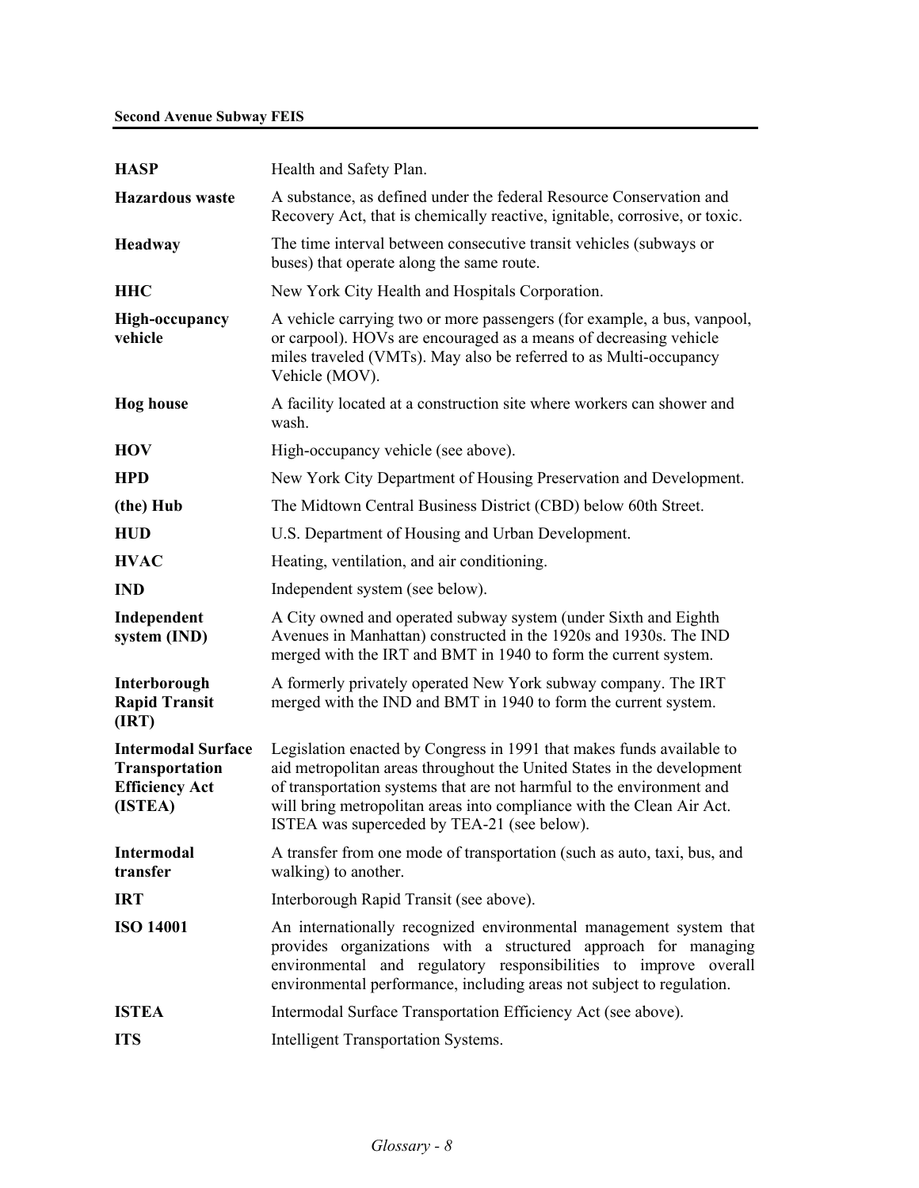**HASP** Health and Safety Plan.

**Hazardous waste** A substance, as defined under the federal Resource Conservation and Recovery Act, that is chemically reactive, ignitable, corrosive, or toxic.

**Headway** The time interval between consecutive transit vehicles (subways or buses) that operate along the same route.

**HHC** New York City Health and Hospitals Corporation.

**High-occupancy vehicle** A vehicle carrying two or more passengers (for example, a bus, vanpool, or carpool). HOVs are encouraged as a means of decreasing vehicle miles traveled (VMTs). May also be referred to as Multi-occupancy Vehicle (MOV).

**Hog house** A facility located at a construction site where workers can shower and wash.

**HOV** High-occupancy vehicle (see above).

**HPD** New York City Department of Housing Preservation and Development.

**(the) Hub** The Midtown Central Business District (CBD) below 60th Street.

**HUD** U.S. Department of Housing and Urban Development.

**HVAC** Heating, ventilation, and air conditioning.

**IND** Independent system (see below).

**Independent system (IND)** A City owned and operated subway system (under Sixth and Eighth Avenues in Manhattan) constructed in the 1920s and 1930s. The IND merged with the IRT and BMT in 1940 to form the current system.

**Interborough Rapid Transit (IRT)** A formerly privately operated New York subway company. The IRT merged with the IND and BMT in 1940 to form the current system.

**Intermodal Surface Transportation Efficiency Act (ISTEA)** Legislation enacted by Congress in 1991 that makes funds available to aid metropolitan areas throughout the United States in the development of transportation systems that are not harmful to the environment and will bring metropolitan areas into compliance with the Clean Air Act. ISTEA was superceded by TEA-21 (see below).

**Intermodal transfer** A transfer from one mode of transportation (such as auto, taxi, bus, and walking) to another.

**IRT** Interborough Rapid Transit (see above).

**ISO 14001** An internationally recognized environmental management system that provides organizations with a structured approach for managing environmental and regulatory responsibilities to improve overall environmental performance, including areas not subject to regulation.

**ISTEA** Intermodal Surface Transportation Efficiency Act (see above).

**ITS** Intelligent Transportation Systems.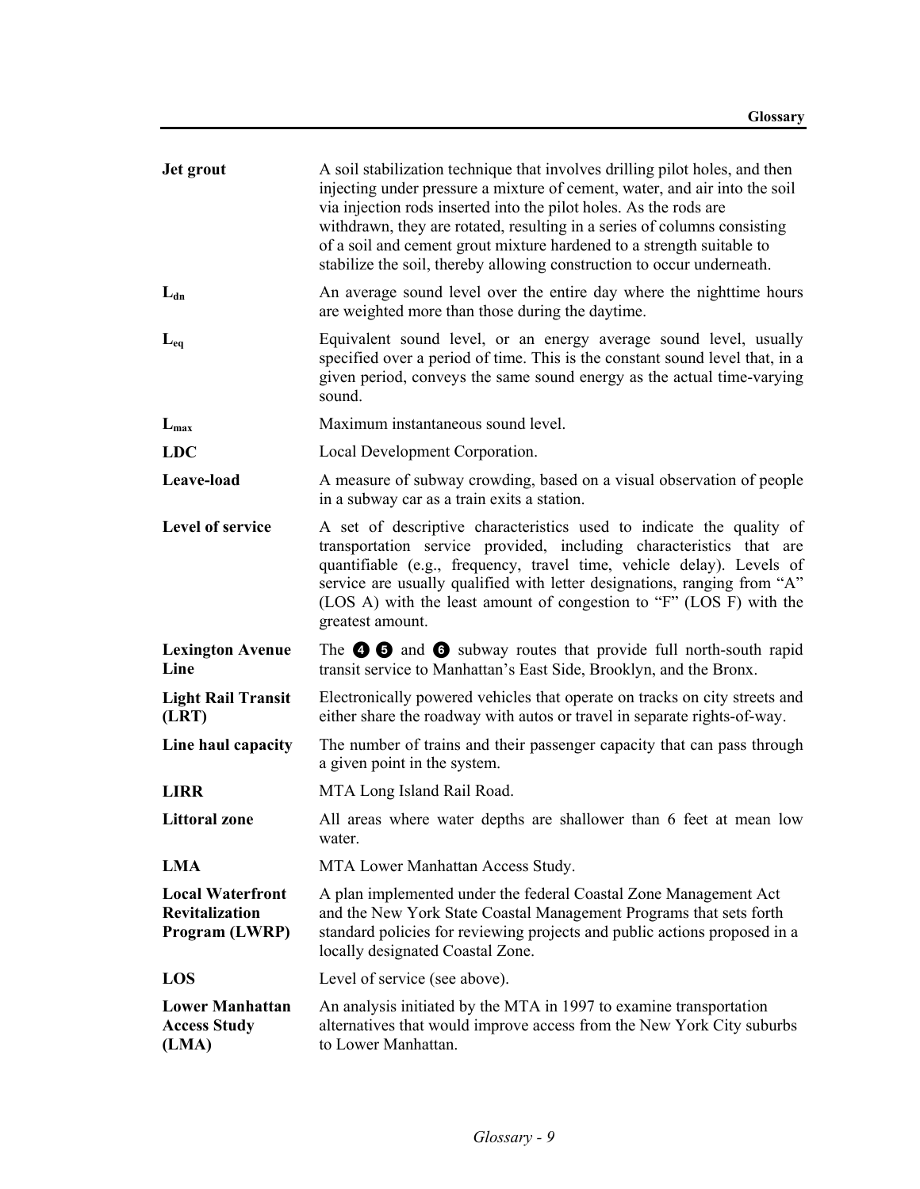**Jet grout** — A soil stabilization technique that involves drilling pilot holes, and then injecting under pressure a mixture of cement, water, and air into the soil via injection rods inserted into the pilot holes. As the rods are withdrawn, they are rotated, resulting in a series of columns consisting of a soil and cement grout mixture hardened to a strength suitable to stabilize the soil, thereby allowing construction to occur underneath.

**$L_{dn}$** — An average sound level over the entire day where the nighttime hours are weighted more than those during the daytime.

**$L_{eq}$** — Equivalent sound level, or an energy average sound level, usually specified over a period of time. This is the constant sound level that, in a given period, conveys the same sound energy as the actual time-varying sound.

**$L_{max}$** — Maximum instantaneous sound level.

**LDC** — Local Development Corporation.

**Leave-load** — A measure of subway crowding, based on a visual observation of people in a subway car as a train exits a station.

**Level of service** — A set of descriptive characteristics used to indicate the quality of transportation service provided, including characteristics that are quantifiable (e.g., frequency, travel time, vehicle delay). Levels of service are usually qualified with letter designations, ranging from "A" (LOS A) with the least amount of congestion to "F" (LOS F) with the greatest amount.

**Lexington Avenue Line** — The 4 5 and 6 subway routes that provide full north-south rapid transit service to Manhattan's East Side, Brooklyn, and the Bronx.

**Light Rail Transit (LRT)** — Electronically powered vehicles that operate on tracks on city streets and either share the roadway with autos or travel in separate rights-of-way.

**Line haul capacity** — The number of trains and their passenger capacity that can pass through a given point in the system.

**LIRR** — MTA Long Island Rail Road.

**Littoral zone** — All areas where water depths are shallower than 6 feet at mean low water.

**LMA** — MTA Lower Manhattan Access Study.

**Local Waterfront Revitalization Program (LWRP)** — A plan implemented under the federal Coastal Zone Management Act and the New York State Coastal Management Programs that sets forth standard policies for reviewing projects and public actions proposed in a locally designated Coastal Zone.

**LOS** — Level of service (see above).

**Lower Manhattan Access Study (LMA)** — An analysis initiated by the MTA in 1997 to examine transportation alternatives that would improve access from the New York City suburbs to Lower Manhattan.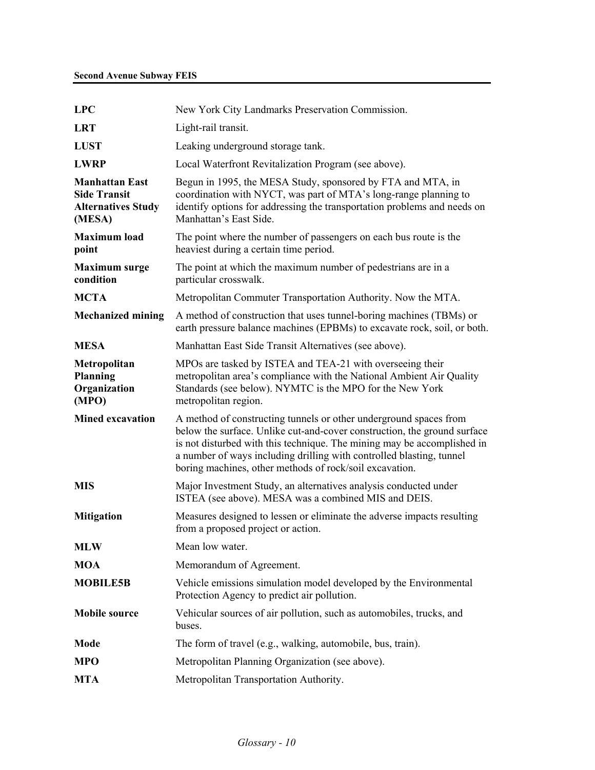| | |
|---|---|
| **LPC** | New York City Landmarks Preservation Commission. |
| **LRT** | Light-rail transit. |
| **LUST** | Leaking underground storage tank. |
| **LWRP** | Local Waterfront Revitalization Program (see above). |
| **Manhattan East Side Transit Alternatives Study (MESA)** | Begun in 1995, the MESA Study, sponsored by FTA and MTA, in coordination with NYCT, was part of MTA's long-range planning to identify options for addressing the transportation problems and needs on Manhattan's East Side. |
| **Maximum load point** | The point where the number of passengers on each bus route is the heaviest during a certain time period. |
| **Maximum surge condition** | The point at which the maximum number of pedestrians are in a particular crosswalk. |
| **MCTA** | Metropolitan Commuter Transportation Authority. Now the MTA. |
| **Mechanized mining** | A method of construction that uses tunnel-boring machines (TBMs) or earth pressure balance machines (EPBMs) to excavate rock, soil, or both. |
| **MESA** | Manhattan East Side Transit Alternatives (see above). |
| **Metropolitan Planning Organization (MPO)** | MPOs are tasked by ISTEA and TEA-21 with overseeing their metropolitan area's compliance with the National Ambient Air Quality Standards (see below). NYMTC is the MPO for the New York metropolitan region. |
| **Mined excavation** | A method of constructing tunnels or other underground spaces from below the surface. Unlike cut-and-cover construction, the ground surface is not disturbed with this technique. The mining may be accomplished in a number of ways including drilling with controlled blasting, tunnel boring machines, other methods of rock/soil excavation. |
| **MIS** | Major Investment Study, an alternatives analysis conducted under ISTEA (see above). MESA was a combined MIS and DEIS. |
| **Mitigation** | Measures designed to lessen or eliminate the adverse impacts resulting from a proposed project or action. |
| **MLW** | Mean low water. |
| **MOA** | Memorandum of Agreement. |
| **MOBILE5B** | Vehicle emissions simulation model developed by the Environmental Protection Agency to predict air pollution. |
| **Mobile source** | Vehicular sources of air pollution, such as automobiles, trucks, and buses. |
| **Mode** | The form of travel (e.g., walking, automobile, bus, train). |
| **MPO** | Metropolitan Planning Organization (see above). |
| **MTA** | Metropolitan Transportation Authority. |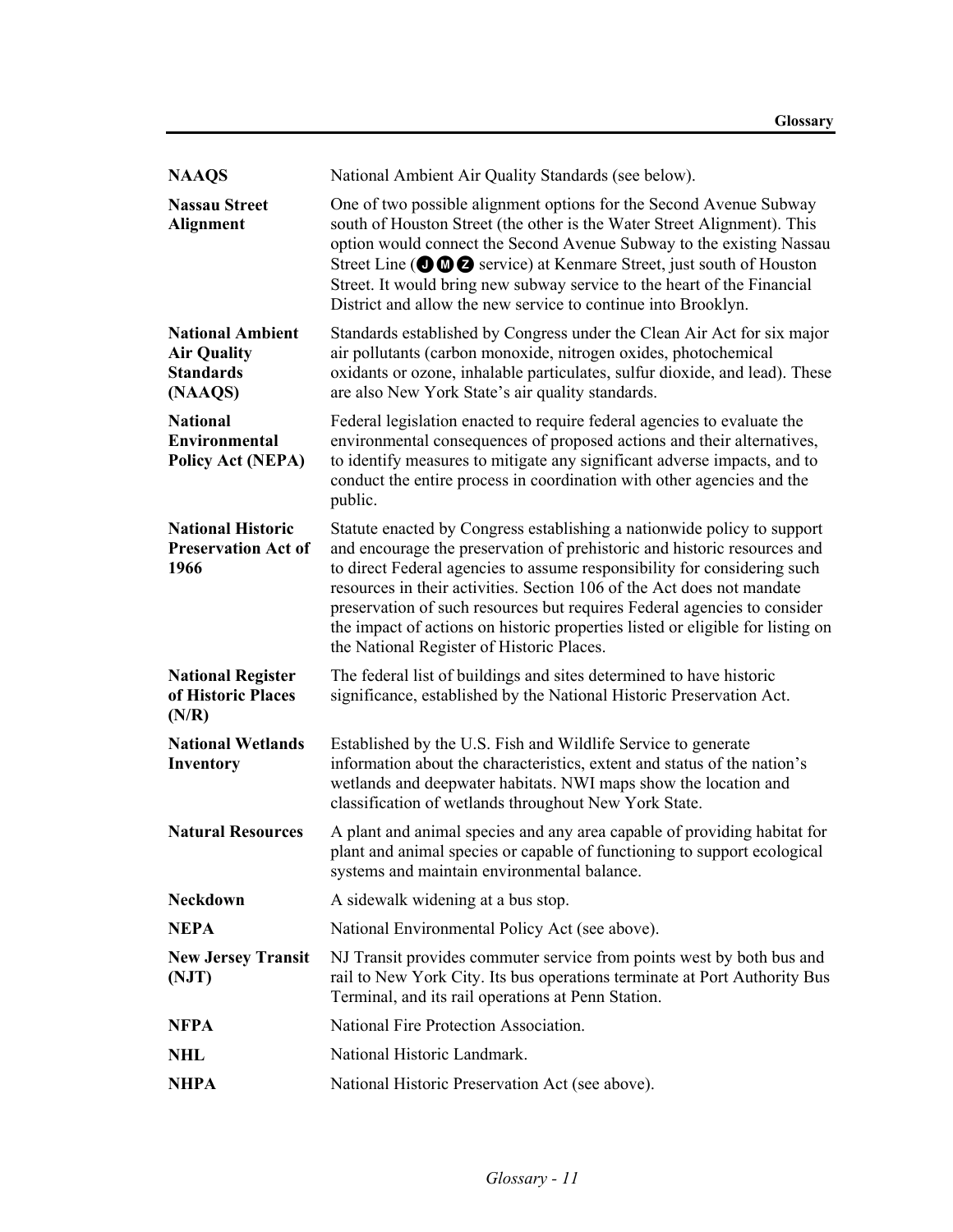| | |
|---|---|
| **NAAQS** | National Ambient Air Quality Standards (see below). |
| **Nassau Street Alignment** | One of two possible alignment options for the Second Avenue Subway south of Houston Street (the other is the Water Street Alignment). This option would connect the Second Avenue Subway to the existing Nassau Street Line (J M Z service) at Kenmare Street, just south of Houston Street. It would bring new subway service to the heart of the Financial District and allow the new service to continue into Brooklyn. |
| **National Ambient Air Quality Standards (NAAQS)** | Standards established by Congress under the Clean Air Act for six major air pollutants (carbon monoxide, nitrogen oxides, photochemical oxidants or ozone, inhalable particulates, sulfur dioxide, and lead). These are also New York State's air quality standards. |
| **National Environmental Policy Act (NEPA)** | Federal legislation enacted to require federal agencies to evaluate the environmental consequences of proposed actions and their alternatives, to identify measures to mitigate any significant adverse impacts, and to conduct the entire process in coordination with other agencies and the public. |
| **National Historic Preservation Act of 1966** | Statute enacted by Congress establishing a nationwide policy to support and encourage the preservation of prehistoric and historic resources and to direct Federal agencies to assume responsibility for considering such resources in their activities. Section 106 of the Act does not mandate preservation of such resources but requires Federal agencies to consider the impact of actions on historic properties listed or eligible for listing on the National Register of Historic Places. |
| **National Register of Historic Places (N/R)** | The federal list of buildings and sites determined to have historic significance, established by the National Historic Preservation Act. |
| **National Wetlands Inventory** | Established by the U.S. Fish and Wildlife Service to generate information about the characteristics, extent and status of the nation's wetlands and deepwater habitats. NWI maps show the location and classification of wetlands throughout New York State. |
| **Natural Resources** | A plant and animal species and any area capable of providing habitat for plant and animal species or capable of functioning to support ecological systems and maintain environmental balance. |
| **Neckdown** | A sidewalk widening at a bus stop. |
| **NEPA** | National Environmental Policy Act (see above). |
| **New Jersey Transit (NJT)** | NJ Transit provides commuter service from points west by both bus and rail to New York City. Its bus operations terminate at Port Authority Bus Terminal, and its rail operations at Penn Station. |
| **NFPA** | National Fire Protection Association. |
| **NHL** | National Historic Landmark. |
| **NHPA** | National Historic Preservation Act (see above). |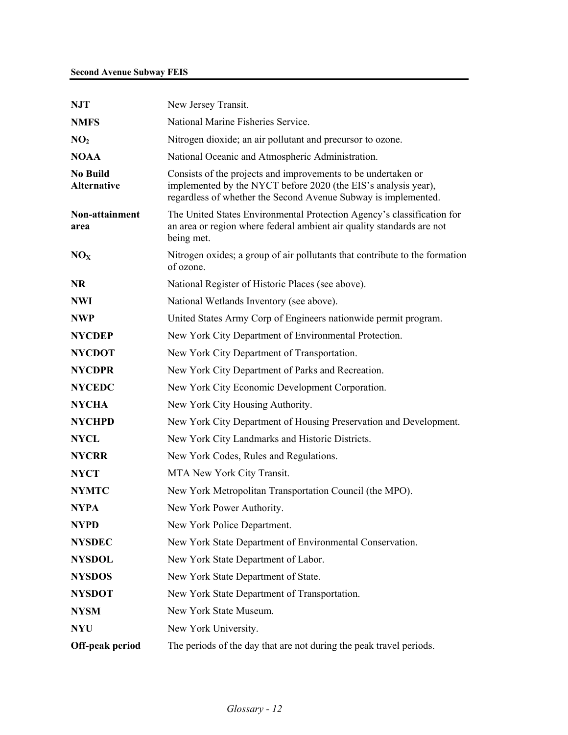**NJT** New Jersey Transit.

**NMFS** National Marine Fisheries Service.

**$NO_2$** Nitrogen dioxide; an air pollutant and precursor to ozone.

**NOAA** National Oceanic and Atmospheric Administration.

**No Build Alternative** Consists of the projects and improvements to be undertaken or implemented by the NYCT before 2020 (the EIS's analysis year), regardless of whether the Second Avenue Subway is implemented.

**Non-attainment area** The United States Environmental Protection Agency's classification for an area or region where federal ambient air quality standards are not being met.

**$NO_X$** Nitrogen oxides; a group of air pollutants that contribute to the formation of ozone.

**NR** National Register of Historic Places (see above).

**NWI** National Wetlands Inventory (see above).

**NWP** United States Army Corp of Engineers nationwide permit program.

**NYCDEP** New York City Department of Environmental Protection.

**NYCDOT** New York City Department of Transportation.

**NYCDPR** New York City Department of Parks and Recreation.

**NYCEDC** New York City Economic Development Corporation.

**NYCHA** New York City Housing Authority.

**NYCHPD** New York City Department of Housing Preservation and Development.

**NYCL** New York City Landmarks and Historic Districts.

**NYCRR** New York Codes, Rules and Regulations.

**NYCT** MTA New York City Transit.

**NYMTC** New York Metropolitan Transportation Council (the MPO).

**NYPA** New York Power Authority.

**NYPD** New York Police Department.

**NYSDEC** New York State Department of Environmental Conservation.

**NYSDOL** New York State Department of Labor.

**NYSDOS** New York State Department of State.

**NYSDOT** New York State Department of Transportation.

**NYSM** New York State Museum.

**NYU** New York University.

**Off-peak period** The periods of the day that are not during the peak travel periods.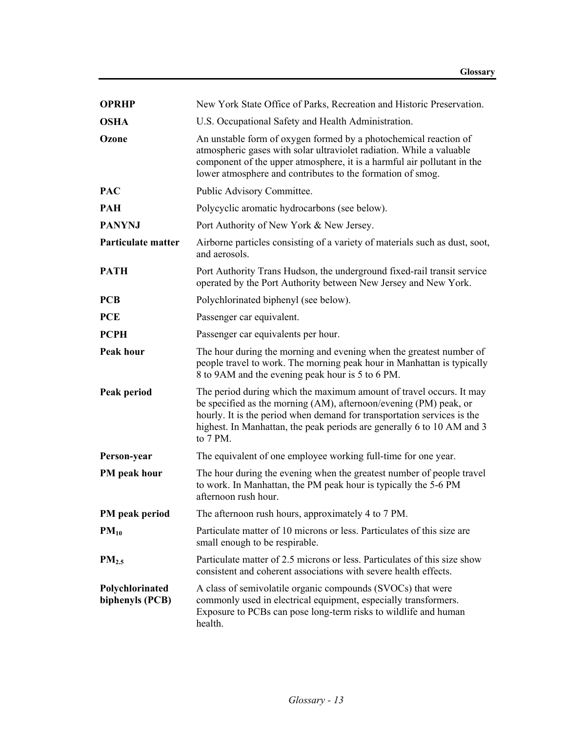| | |
|---|---|
| **OPRHP** | New York State Office of Parks, Recreation and Historic Preservation. |
| **OSHA** | U.S. Occupational Safety and Health Administration. |
| **Ozone** | An unstable form of oxygen formed by a photochemical reaction of atmospheric gases with solar ultraviolet radiation. While a valuable component of the upper atmosphere, it is a harmful air pollutant in the lower atmosphere and contributes to the formation of smog. |
| **PAC** | Public Advisory Committee. |
| **PAH** | Polycyclic aromatic hydrocarbons (see below). |
| **PANYNJ** | Port Authority of New York & New Jersey. |
| **Particulate matter** | Airborne particles consisting of a variety of materials such as dust, soot, and aerosols. |
| **PATH** | Port Authority Trans Hudson, the underground fixed-rail transit service operated by the Port Authority between New Jersey and New York. |
| **PCB** | Polychlorinated biphenyl (see below). |
| **PCE** | Passenger car equivalent. |
| **PCPH** | Passenger car equivalents per hour. |
| **Peak hour** | The hour during the morning and evening when the greatest number of people travel to work. The morning peak hour in Manhattan is typically 8 to 9AM and the evening peak hour is 5 to 6 PM. |
| **Peak period** | The period during which the maximum amount of travel occurs. It may be specified as the morning (AM), afternoon/evening (PM) peak, or hourly. It is the period when demand for transportation services is the highest. In Manhattan, the peak periods are generally 6 to 10 AM and 3 to 7 PM. |
| **Person-year** | The equivalent of one employee working full-time for one year. |
| **PM peak hour** | The hour during the evening when the greatest number of people travel to work. In Manhattan, the PM peak hour is typically the 5-6 PM afternoon rush hour. |
| **PM peak period** | The afternoon rush hours, approximately 4 to 7 PM. |
| **$PM_{10}$** | Particulate matter of 10 microns or less. Particulates of this size are small enough to be respirable. |
| **$PM_{2.5}$** | Particulate matter of 2.5 microns or less. Particulates of this size show consistent and coherent associations with severe health effects. |
| **Polychlorinated biphenyls (PCB)** | A class of semivolatile organic compounds (SVOCs) that were commonly used in electrical equipment, especially transformers. Exposure to PCBs can pose long-term risks to wildlife and human health. |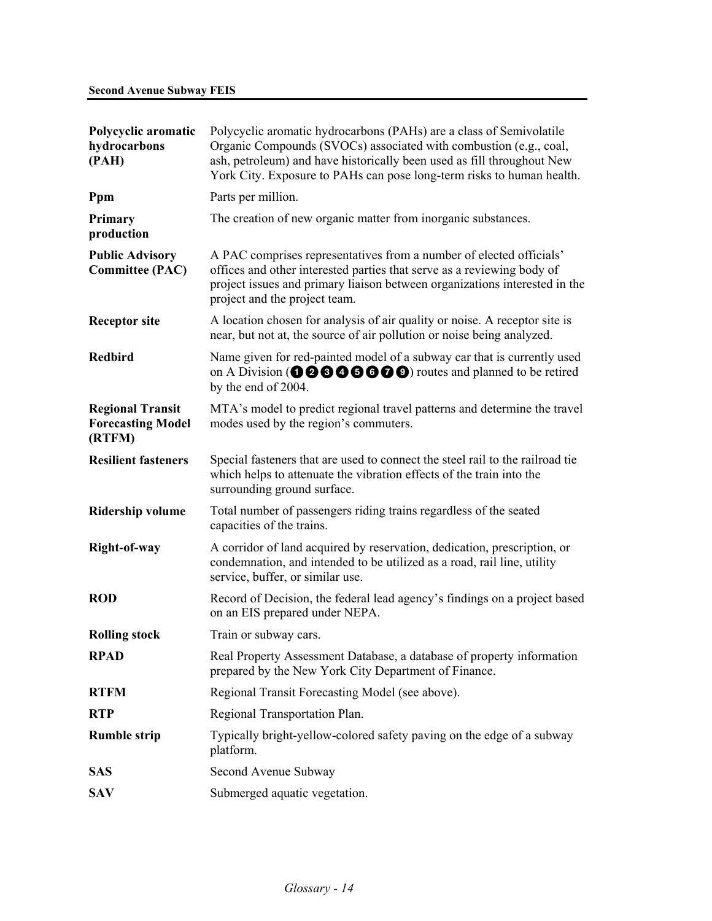**Polycyclic aromatic hydrocarbons (PAH)** Polycyclic aromatic hydrocarbons (PAHs) are a class of Semivolatile Organic Compounds (SVOCs) associated with combustion (e.g., coal, ash, petroleum) and have historically been used as fill throughout New York City. Exposure to PAHs can pose long-term risks to human health.

**Ppm** Parts per million.

**Primary production** The creation of new organic matter from inorganic substances.

**Public Advisory Committee (PAC)** A PAC comprises representatives from a number of elected officials' offices and other interested parties that serve as a reviewing body of project issues and primary liaison between organizations interested in the project and the project team.

**Receptor site** A location chosen for analysis of air quality or noise. A receptor site is near, but not at, the source of air pollution or noise being analyzed.

**Redbird** Name given for red-painted model of a subway car that is currently used on A Division (❶❷❸❹❺❻❼❾) routes and planned to be retired by the end of 2004.

**Regional Transit Forecasting Model (RTFM)** MTA's model to predict regional travel patterns and determine the travel modes used by the region's commuters.

**Resilient fasteners** Special fasteners that are used to connect the steel rail to the railroad tie which helps to attenuate the vibration effects of the train into the surrounding ground surface.

**Ridership volume** Total number of passengers riding trains regardless of the seated capacities of the trains.

**Right-of-way** A corridor of land acquired by reservation, dedication, prescription, or condemnation, and intended to be utilized as a road, rail line, utility service, buffer, or similar use.

**ROD** Record of Decision, the federal lead agency's findings on a project based on an EIS prepared under NEPA.

**Rolling stock** Train or subway cars.

**RPAD** Real Property Assessment Database, a database of property information prepared by the New York City Department of Finance.

**RTFM** Regional Transit Forecasting Model (see above).

**RTP** Regional Transportation Plan.

**Rumble strip** Typically bright-yellow-colored safety paving on the edge of a subway platform.

**SAS** Second Avenue Subway

**SAV** Submerged aquatic vegetation.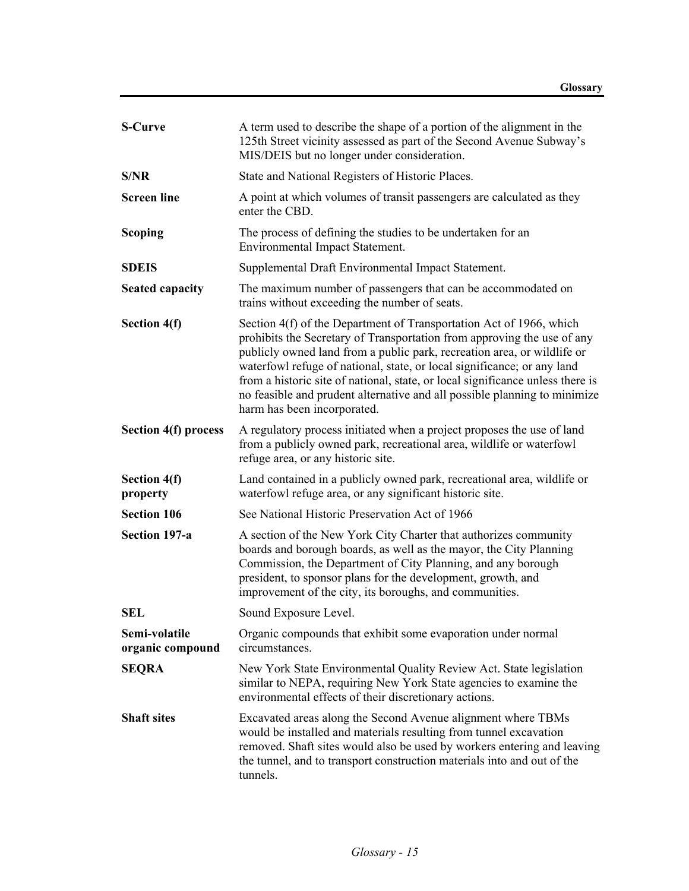| | |
|---|---|
| **S-Curve** | A term used to describe the shape of a portion of the alignment in the 125th Street vicinity assessed as part of the Second Avenue Subway's MIS/DEIS but no longer under consideration. |
| **S/NR** | State and National Registers of Historic Places. |
| **Screen line** | A point at which volumes of transit passengers are calculated as they enter the CBD. |
| **Scoping** | The process of defining the studies to be undertaken for an Environmental Impact Statement. |
| **SDEIS** | Supplemental Draft Environmental Impact Statement. |
| **Seated capacity** | The maximum number of passengers that can be accommodated on trains without exceeding the number of seats. |
| **Section 4(f)** | Section 4(f) of the Department of Transportation Act of 1966, which prohibits the Secretary of Transportation from approving the use of any publicly owned land from a public park, recreation area, or wildlife or waterfowl refuge of national, state, or local significance; or any land from a historic site of national, state, or local significance unless there is no feasible and prudent alternative and all possible planning to minimize harm has been incorporated. |
| **Section 4(f) process** | A regulatory process initiated when a project proposes the use of land from a publicly owned park, recreational area, wildlife or waterfowl refuge area, or any historic site. |
| **Section 4(f) property** | Land contained in a publicly owned park, recreational area, wildlife or waterfowl refuge area, or any significant historic site. |
| **Section 106** | See National Historic Preservation Act of 1966 |
| **Section 197-a** | A section of the New York City Charter that authorizes community boards and borough boards, as well as the mayor, the City Planning Commission, the Department of City Planning, and any borough president, to sponsor plans for the development, growth, and improvement of the city, its boroughs, and communities. |
| **SEL** | Sound Exposure Level. |
| **Semi-volatile organic compound** | Organic compounds that exhibit some evaporation under normal circumstances. |
| **SEQRA** | New York State Environmental Quality Review Act. State legislation similar to NEPA, requiring New York State agencies to examine the environmental effects of their discretionary actions. |
| **Shaft sites** | Excavated areas along the Second Avenue alignment where TBMs would be installed and materials resulting from tunnel excavation removed. Shaft sites would also be used by workers entering and leaving the tunnel, and to transport construction materials into and out of the tunnels. |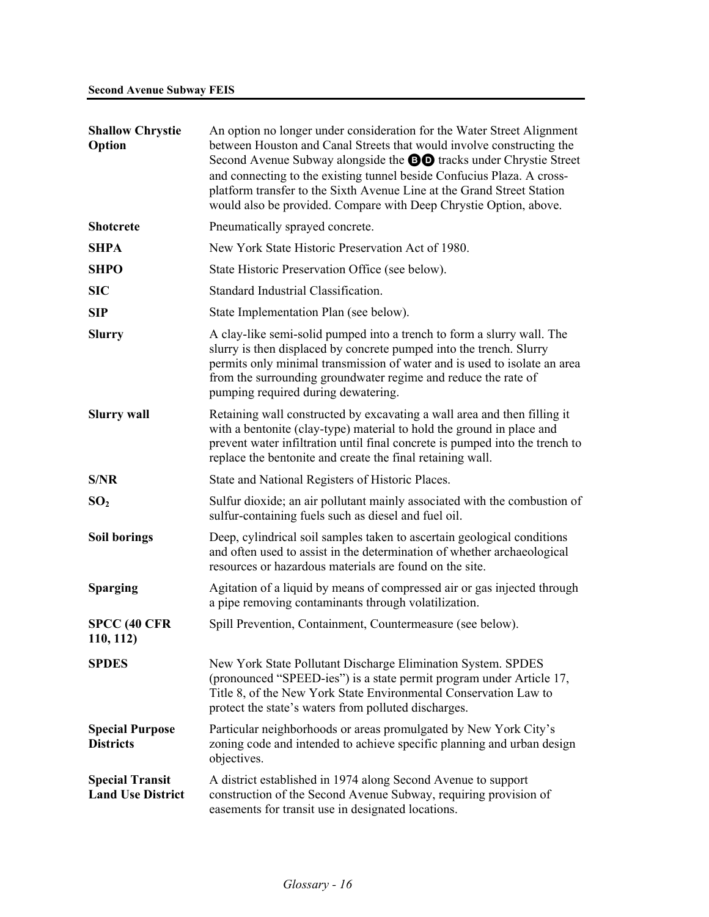| | |
|---|---|
| **Shallow Chrystie Option** | An option no longer under consideration for the Water Street Alignment between Houston and Canal Streets that would involve constructing the Second Avenue Subway alongside the Ⓑ Ⓓ tracks under Chrystie Street and connecting to the existing tunnel beside Confucius Plaza. A cross-platform transfer to the Sixth Avenue Line at the Grand Street Station would also be provided. Compare with Deep Chrystie Option, above. |
| **Shotcrete** | Pneumatically sprayed concrete. |
| **SHPA** | New York State Historic Preservation Act of 1980. |
| **SHPO** | State Historic Preservation Office (see below). |
| **SIC** | Standard Industrial Classification. |
| **SIP** | State Implementation Plan (see below). |
| **Slurry** | A clay-like semi-solid pumped into a trench to form a slurry wall. The slurry is then displaced by concrete pumped into the trench. Slurry permits only minimal transmission of water and is used to isolate an area from the surrounding groundwater regime and reduce the rate of pumping required during dewatering. |
| **Slurry wall** | Retaining wall constructed by excavating a wall area and then filling it with a bentonite (clay-type) material to hold the ground in place and prevent water infiltration until final concrete is pumped into the trench to replace the bentonite and create the final retaining wall. |
| **S/NR** | State and National Registers of Historic Places. |
| **$SO_2$** | Sulfur dioxide; an air pollutant mainly associated with the combustion of sulfur-containing fuels such as diesel and fuel oil. |
| **Soil borings** | Deep, cylindrical soil samples taken to ascertain geological conditions and often used to assist in the determination of whether archaeological resources or hazardous materials are found on the site. |
| **Sparging** | Agitation of a liquid by means of compressed air or gas injected through a pipe removing contaminants through volatilization. |
| **SPCC (40 CFR 110, 112)** | Spill Prevention, Containment, Countermeasure (see below). |
| **SPDES** | New York State Pollutant Discharge Elimination System. SPDES (pronounced "SPEED-ies") is a state permit program under Article 17, Title 8, of the New York State Environmental Conservation Law to protect the state's waters from polluted discharges. |
| **Special Purpose Districts** | Particular neighborhoods or areas promulgated by New York City's zoning code and intended to achieve specific planning and urban design objectives. |
| **Special Transit Land Use District** | A district established in 1974 along Second Avenue to support construction of the Second Avenue Subway, requiring provision of easements for transit use in designated locations. |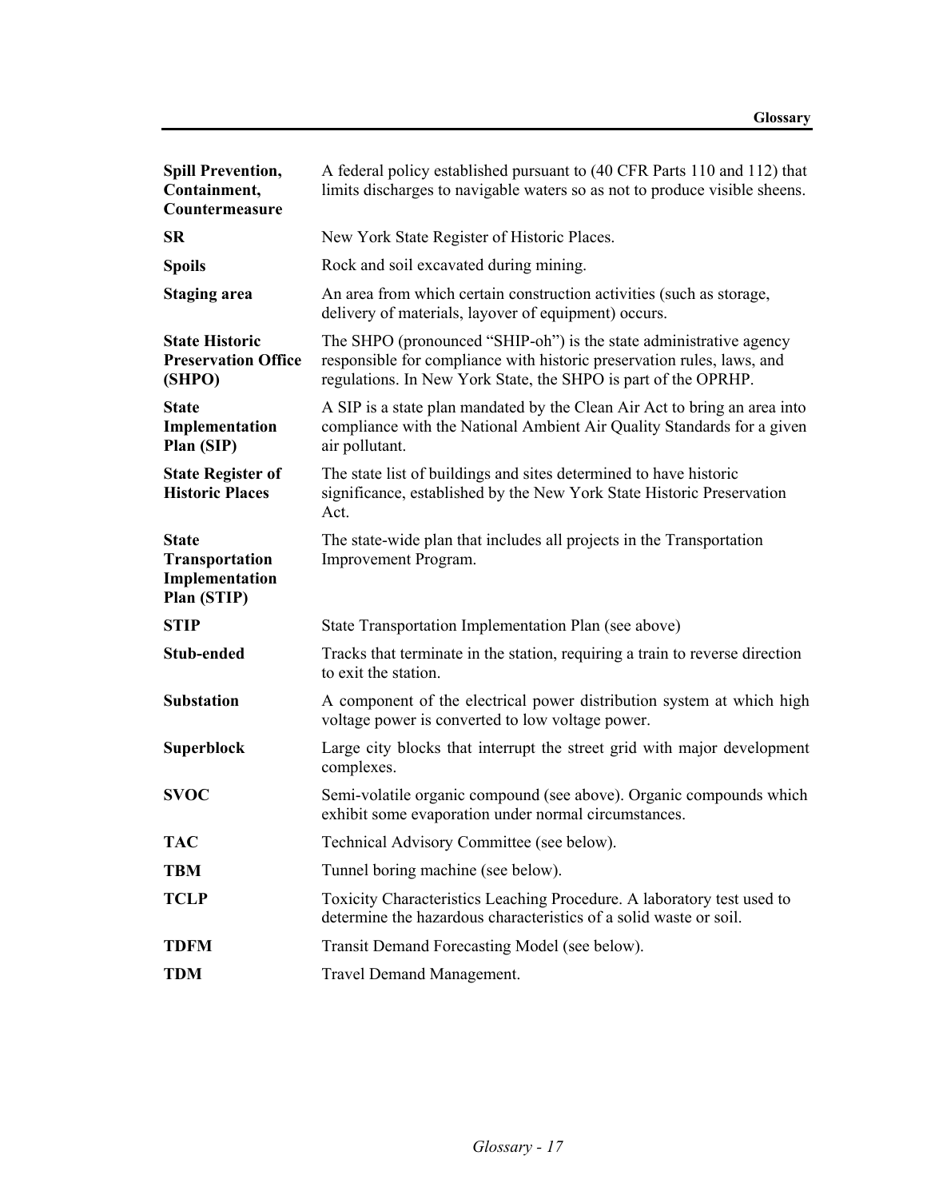| | |
|---|---|
| **Spill Prevention, Containment, Countermeasure** | A federal policy established pursuant to (40 CFR Parts 110 and 112) that limits discharges to navigable waters so as not to produce visible sheens. |
| **SR** | New York State Register of Historic Places. |
| **Spoils** | Rock and soil excavated during mining. |
| **Staging area** | An area from which certain construction activities (such as storage, delivery of materials, layover of equipment) occurs. |
| **State Historic Preservation Office (SHPO)** | The SHPO (pronounced "SHIP-oh") is the state administrative agency responsible for compliance with historic preservation rules, laws, and regulations. In New York State, the SHPO is part of the OPRHP. |
| **State Implementation Plan (SIP)** | A SIP is a state plan mandated by the Clean Air Act to bring an area into compliance with the National Ambient Air Quality Standards for a given air pollutant. |
| **State Register of Historic Places** | The state list of buildings and sites determined to have historic significance, established by the New York State Historic Preservation Act. |
| **State Transportation Implementation Plan (STIP)** | The state-wide plan that includes all projects in the Transportation Improvement Program. |
| **STIP** | State Transportation Implementation Plan (see above) |
| **Stub-ended** | Tracks that terminate in the station, requiring a train to reverse direction to exit the station. |
| **Substation** | A component of the electrical power distribution system at which high voltage power is converted to low voltage power. |
| **Superblock** | Large city blocks that interrupt the street grid with major development complexes. |
| **SVOC** | Semi-volatile organic compound (see above). Organic compounds which exhibit some evaporation under normal circumstances. |
| **TAC** | Technical Advisory Committee (see below). |
| **TBM** | Tunnel boring machine (see below). |
| **TCLP** | Toxicity Characteristics Leaching Procedure. A laboratory test used to determine the hazardous characteristics of a solid waste or soil. |
| **TDFM** | Transit Demand Forecasting Model (see below). |
| **TDM** | Travel Demand Management. |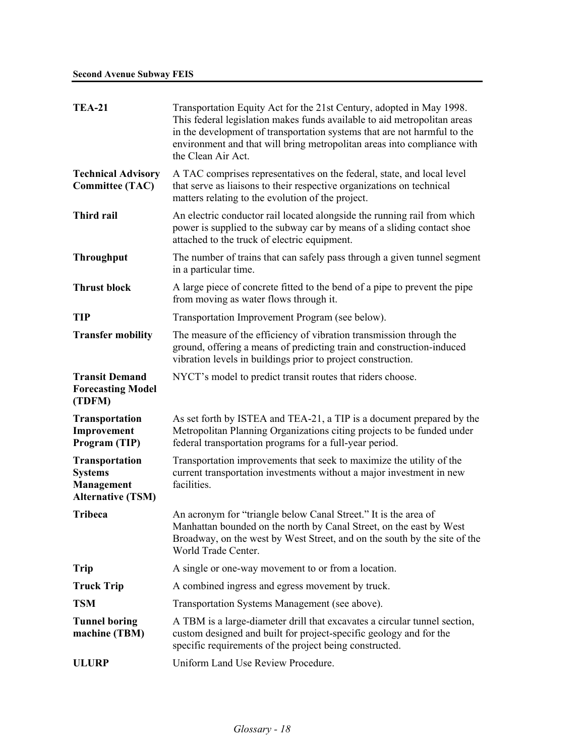**TEA-21** — Transportation Equity Act for the 21st Century, adopted in May 1998. This federal legislation makes funds available to aid metropolitan areas in the development of transportation systems that are not harmful to the environment and that will bring metropolitan areas into compliance with the Clean Air Act.

**Technical Advisory Committee (TAC)** — A TAC comprises representatives on the federal, state, and local level that serve as liaisons to their respective organizations on technical matters relating to the evolution of the project.

**Third rail** — An electric conductor rail located alongside the running rail from which power is supplied to the subway car by means of a sliding contact shoe attached to the truck of electric equipment.

**Throughput** — The number of trains that can safely pass through a given tunnel segment in a particular time.

**Thrust block** — A large piece of concrete fitted to the bend of a pipe to prevent the pipe from moving as water flows through it.

**TIP** — Transportation Improvement Program (see below).

**Transfer mobility** — The measure of the efficiency of vibration transmission through the ground, offering a means of predicting train and construction-induced vibration levels in buildings prior to project construction.

**Transit Demand Forecasting Model (TDFM)** — NYCT's model to predict transit routes that riders choose.

**Transportation Improvement Program (TIP)** — As set forth by ISTEA and TEA-21, a TIP is a document prepared by the Metropolitan Planning Organizations citing projects to be funded under federal transportation programs for a full-year period.

**Transportation Systems Management Alternative (TSM)** — Transportation improvements that seek to maximize the utility of the current transportation investments without a major investment in new facilities.

**Tribeca** — An acronym for "triangle below Canal Street." It is the area of Manhattan bounded on the north by Canal Street, on the east by West Broadway, on the west by West Street, and on the south by the site of the World Trade Center.

**Trip** — A single or one-way movement to or from a location.

**Truck Trip** — A combined ingress and egress movement by truck.

**TSM** — Transportation Systems Management (see above).

**Tunnel boring machine (TBM)** — A TBM is a large-diameter drill that excavates a circular tunnel section, custom designed and built for project-specific geology and for the specific requirements of the project being constructed.

**ULURP** — Uniform Land Use Review Procedure.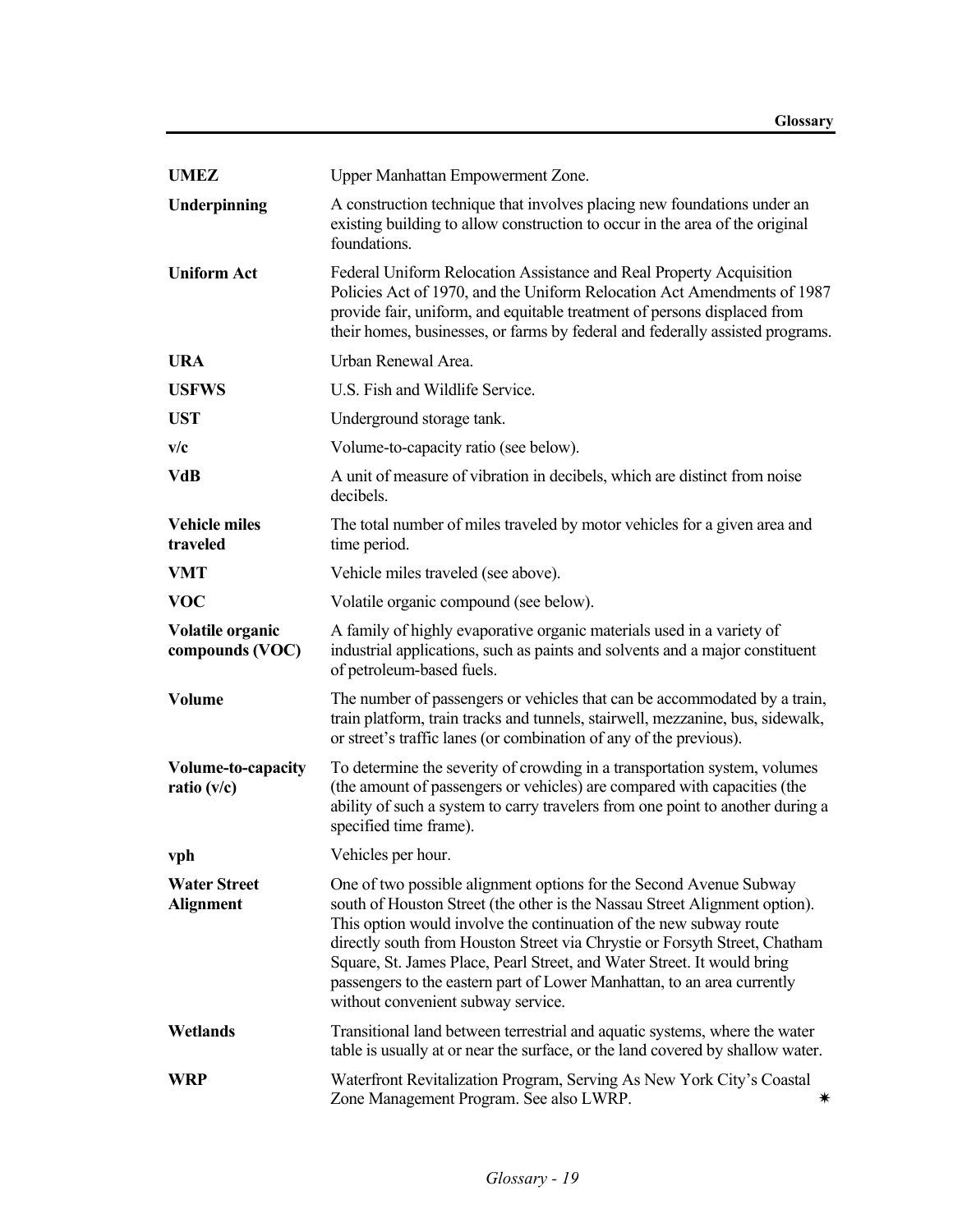| | |
|---|---|
| **UMEZ** | Upper Manhattan Empowerment Zone. |
| **Underpinning** | A construction technique that involves placing new foundations under an existing building to allow construction to occur in the area of the original foundations. |
| **Uniform Act** | Federal Uniform Relocation Assistance and Real Property Acquisition Policies Act of 1970, and the Uniform Relocation Act Amendments of 1987 provide fair, uniform, and equitable treatment of persons displaced from their homes, businesses, or farms by federal and federally assisted programs. |
| **URA** | Urban Renewal Area. |
| **USFWS** | U.S. Fish and Wildlife Service. |
| **UST** | Underground storage tank. |
| **v/c** | Volume-to-capacity ratio (see below). |
| **VdB** | A unit of measure of vibration in decibels, which are distinct from noise decibels. |
| **Vehicle miles traveled** | The total number of miles traveled by motor vehicles for a given area and time period. |
| **VMT** | Vehicle miles traveled (see above). |
| **VOC** | Volatile organic compound (see below). |
| **Volatile organic compounds (VOC)** | A family of highly evaporative organic materials used in a variety of industrial applications, such as paints and solvents and a major constituent of petroleum-based fuels. |
| **Volume** | The number of passengers or vehicles that can be accommodated by a train, train platform, train tracks and tunnels, stairwell, mezzanine, bus, sidewalk, or street's traffic lanes (or combination of any of the previous). |
| **Volume-to-capacity ratio (v/c)** | To determine the severity of crowding in a transportation system, volumes (the amount of passengers or vehicles) are compared with capacities (the ability of such a system to carry travelers from one point to another during a specified time frame). |
| **vph** | Vehicles per hour. |
| **Water Street Alignment** | One of two possible alignment options for the Second Avenue Subway south of Houston Street (the other is the Nassau Street Alignment option). This option would involve the continuation of the new subway route directly south from Houston Street via Chrystie or Forsyth Street, Chatham Square, St. James Place, Pearl Street, and Water Street. It would bring passengers to the eastern part of Lower Manhattan, to an area currently without convenient subway service. |
| **Wetlands** | Transitional land between terrestrial and aquatic systems, where the water table is usually at or near the surface, or the land covered by shallow water. |
| **WRP** | Waterfront Revitalization Program, Serving As New York City's Coastal Zone Management Program. See also LWRP. |

*